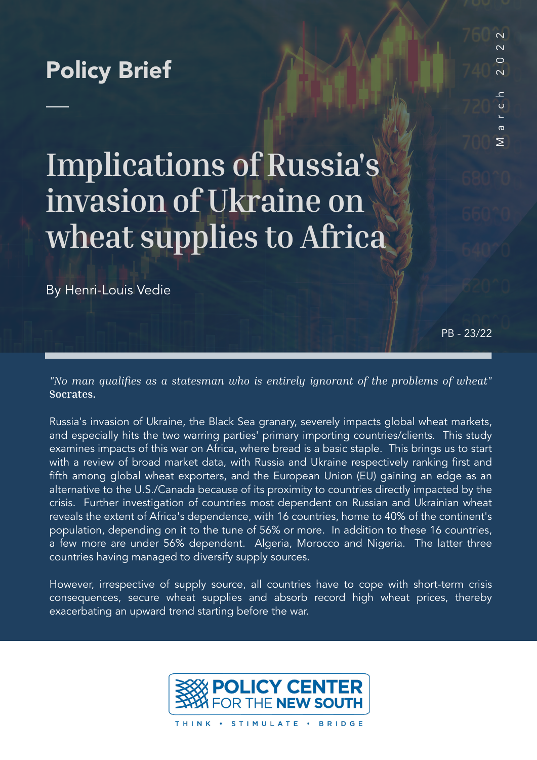# Policy Brief

March 2022

# Implications of Russia's invasion of Ukraine on wheat supplies to Africa

By Henri-Louis Vedie

PB - 23/22

*"No man qualifies as a statesman who is entirely ignorant of the problems of wheat"* **Socrates.**

Russia's invasion of Ukraine, the Black Sea granary, severely impacts global wheat markets, and especially hits the two warring parties' primary importing countries/clients. This study examines impacts of this war on Africa, where bread is a basic staple. This brings us to start with a review of broad market data, with Russia and Ukraine respectively ranking first and fifth among global wheat exporters, and the European Union (EU) gaining an edge as an alternative to the U.S./Canada because of its proximity to countries directly impacted by the crisis. Further investigation of countries most dependent on Russian and Ukrainian wheat reveals the extent of Africa's dependence, with 16 countries, home to 40% of the continent's population, depending on it to the tune of 56% or more. In addition to these 16 countries, a few more are under 56% dependent. Algeria, Morocco and Nigeria. The latter three countries having managed to diversify supply sources.

However, irrespective of supply source, all countries have to cope with short-term crisis consequences, secure wheat supplies and absorb record high wheat prices, thereby exacerbating an upward trend starting before the war.

**POLICY CENTER FOR THE NEW SOUTH**

THINK • STIMULATE • BRIDGE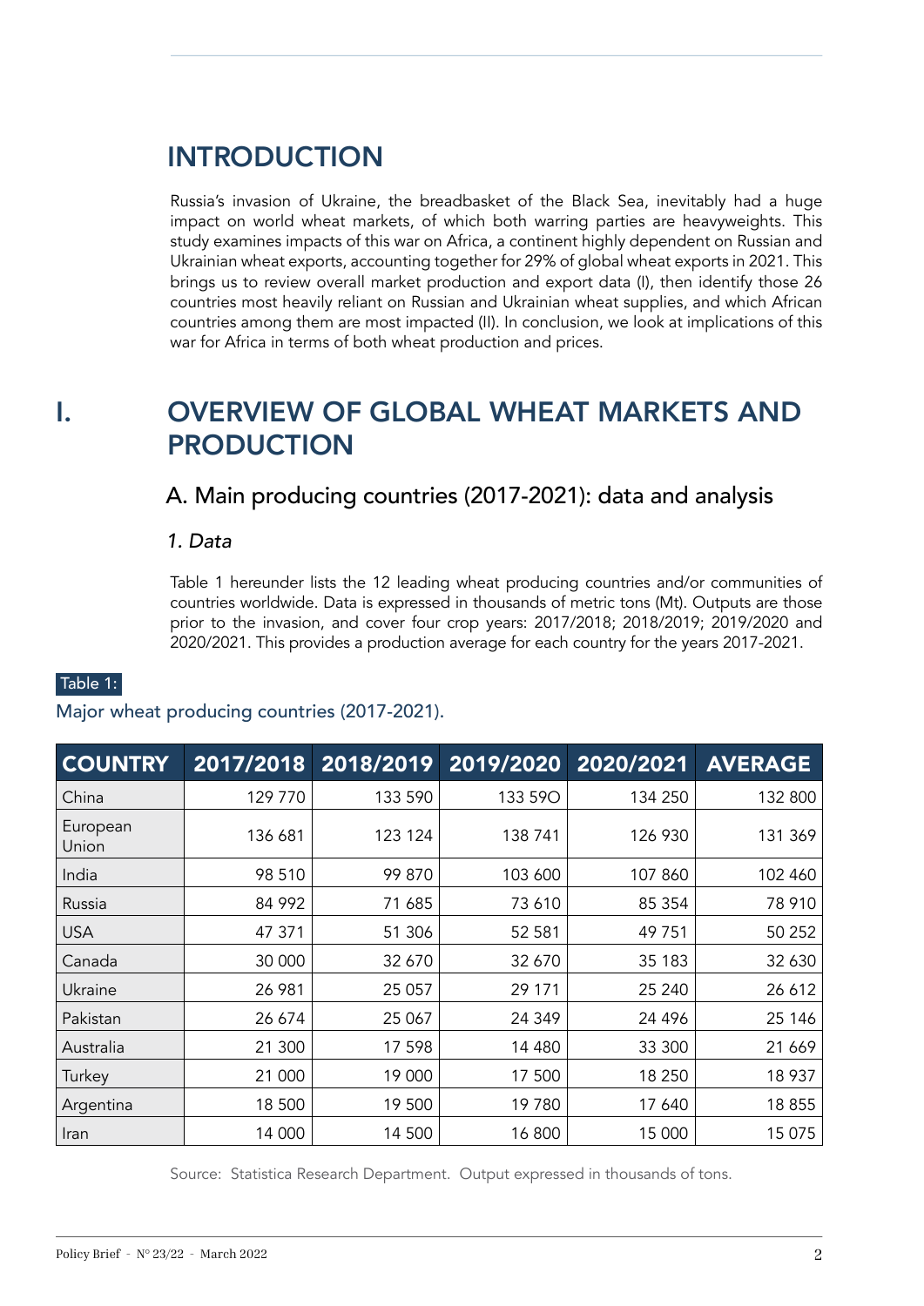# INTRODUCTION

Russia's invasion of Ukraine, the breadbasket of the Black Sea, inevitably had a huge impact on world wheat markets, of which both warring parties are heavyweights. This study examines impacts of this war on Africa, a continent highly dependent on Russian and Ukrainian wheat exports, accounting together for 29% of global wheat exports in 2021. This brings us to review overall market production and export data (I), then identify those 26 countries most heavily reliant on Russian and Ukrainian wheat supplies, and which African countries among them are most impacted (II). In conclusion, we look at implications of this war for Africa in terms of both wheat production and prices.

# I. OVERVIEW OF GLOBAL WHEAT MARKETS AND PRODUCTION

## A. Main producing countries (2017-2021): data and analysis

### *1. Data*

Table 1 hereunder lists the 12 leading wheat producing countries and/or communities of countries worldwide. Data is expressed in thousands of metric tons (Mt). Outputs are those prior to the invasion, and cover four crop years: 2017/2018; 2018/2019; 2019/2020 and 2020/2021. This provides a production average for each country for the years 2017-2021.

Table 1:

Major wheat producing countries (2017-2021).

| COUNTRY | 2017/2018 | 2018/2019 | 2019/2020 | 2020/2021 | AVERAGE |
|---|---|---|---|---|---|
| China | 129 770 | 133 590 | 133 59O | 134 250 | 132 800 |
| European Union | 136 681 | 123 124 | 138 741 | 126 930 | 131 369 |
| India | 98 510 | 99 870 | 103 600 | 107 860 | 102 460 |
| Russia | 84 992 | 71 685 | 73 610 | 85 354 | 78 910 |
| USA | 47 371 | 51 306 | 52 581 | 49 751 | 50 252 |
| Canada | 30 000 | 32 670 | 32 670 | 35 183 | 32 630 |
| Ukraine | 26 981 | 25 057 | 29 171 | 25 240 | 26 612 |
| Pakistan | 26 674 | 25 067 | 24 349 | 24 496 | 25 146 |
| Australia | 21 300 | 17 598 | 14 480 | 33 300 | 21 669 |
| Turkey | 21 000 | 19 000 | 17 500 | 18 250 | 18 937 |
| Argentina | 18 500 | 19 500 | 19 780 | 17 640 | 18 855 |
| Iran | 14 000 | 14 500 | 16 800 | 15 000 | 15 075 |

Source: Statistica Research Department. Output expressed in thousands of tons.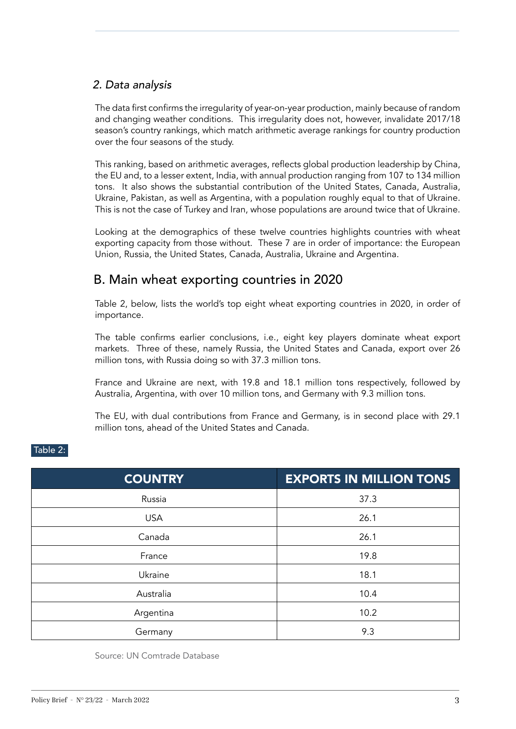### *2. Data analysis*

The data first confirms the irregularity of year-on-year production, mainly because of random and changing weather conditions. This irregularity does not, however, invalidate 2017/18 season's country rankings, which match arithmetic average rankings for country production over the four seasons of the study.

This ranking, based on arithmetic averages, reflects global production leadership by China, the EU and, to a lesser extent, India, with annual production ranging from 107 to 134 million tons. It also shows the substantial contribution of the United States, Canada, Australia, Ukraine, Pakistan, as well as Argentina, with a population roughly equal to that of Ukraine. This is not the case of Turkey and Iran, whose populations are around twice that of Ukraine.

Looking at the demographics of these twelve countries highlights countries with wheat exporting capacity from those without. These 7 are in order of importance: the European Union, Russia, the United States, Canada, Australia, Ukraine and Argentina.

## B. Main wheat exporting countries in 2020

Table 2, below, lists the world's top eight wheat exporting countries in 2020, in order of importance.

The table confirms earlier conclusions, i.e., eight key players dominate wheat export markets. Three of these, namely Russia, the United States and Canada, export over 26 million tons, with Russia doing so with 37.3 million tons.

France and Ukraine are next, with 19.8 and 18.1 million tons respectively, followed by Australia, Argentina, with over 10 million tons, and Germany with 9.3 million tons.

The EU, with dual contributions from France and Germany, is in second place with 29.1 million tons, ahead of the United States and Canada.

Table 2:

| COUNTRY | EXPORTS IN MILLION TONS |
|---|---|
| Russia | 37.3 |
| USA | 26.1 |
| Canada | 26.1 |
| France | 19.8 |
| Ukraine | 18.1 |
| Australia | 10.4 |
| Argentina | 10.2 |
| Germany | 9.3 |

Source: UN Comtrade Database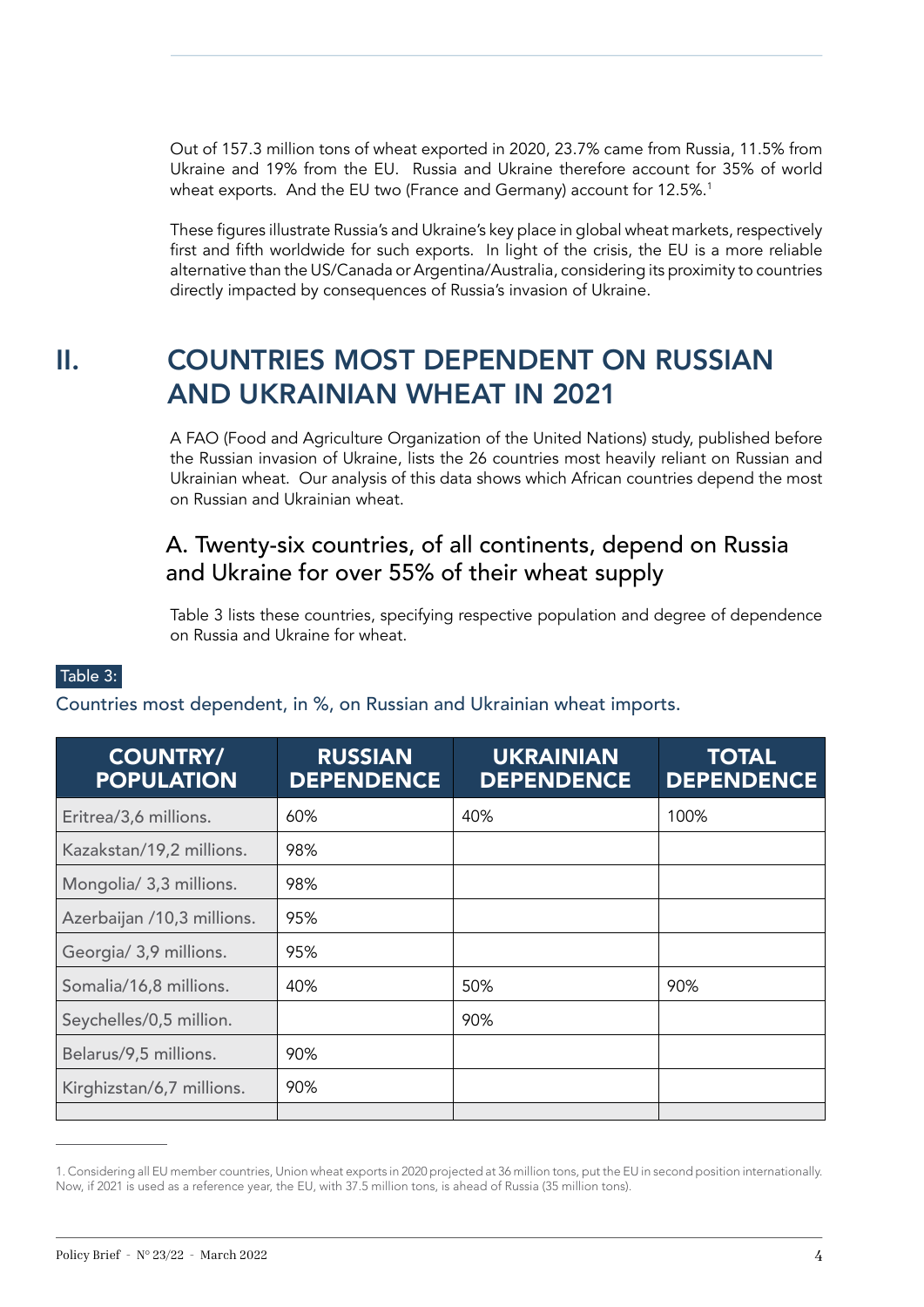Out of 157.3 million tons of wheat exported in 2020, 23.7% came from Russia, 11.5% from Ukraine and 19% from the EU. Russia and Ukraine therefore account for 35% of world wheat exports. And the EU two (France and Germany) account for 12.5%.[1]

These figures illustrate Russia's and Ukraine's key place in global wheat markets, respectively first and fifth worldwide for such exports. In light of the crisis, the EU is a more reliable alternative than the US/Canada or Argentina/Australia, considering its proximity to countries directly impacted by consequences of Russia's invasion of Ukraine.

# II. COUNTRIES MOST DEPENDENT ON RUSSIAN AND UKRAINIAN WHEAT IN 2021

A FAO (Food and Agriculture Organization of the United Nations) study, published before the Russian invasion of Ukraine, lists the 26 countries most heavily reliant on Russian and Ukrainian wheat. Our analysis of this data shows which African countries depend the most on Russian and Ukrainian wheat.

## A. Twenty-six countries, of all continents, depend on Russia and Ukraine for over 55% of their wheat supply

Table 3 lists these countries, specifying respective population and degree of dependence on Russia and Ukraine for wheat.

Table 3:

Countries most dependent, in %, on Russian and Ukrainian wheat imports.

| COUNTRY/ POPULATION | RUSSIAN DEPENDENCE | UKRAINIAN DEPENDENCE | TOTAL DEPENDENCE |
|---|---|---|---|
| Eritrea/3,6 millions. | 60% | 40% | 100% |
| Kazakstan/19,2 millions. | 98% | | |
| Mongolia/ 3,3 millions. | 98% | | |
| Azerbaijan /10,3 millions. | 95% | | |
| Georgia/ 3,9 millions. | 95% | | |
| Somalia/16,8 millions. | 40% | 50% | 90% |
| Seychelles/0,5 million. | | 90% | |
| Belarus/9,5 millions. | 90% | | |
| Kirghizstan/6,7 millions. | 90% | | |
| | | | |

1. Considering all EU member countries, Union wheat exports in 2020 projected at 36 million tons, put the EU in second position internationally. Now, if 2021 is used as a reference year, the EU, with 37.5 million tons, is ahead of Russia (35 million tons).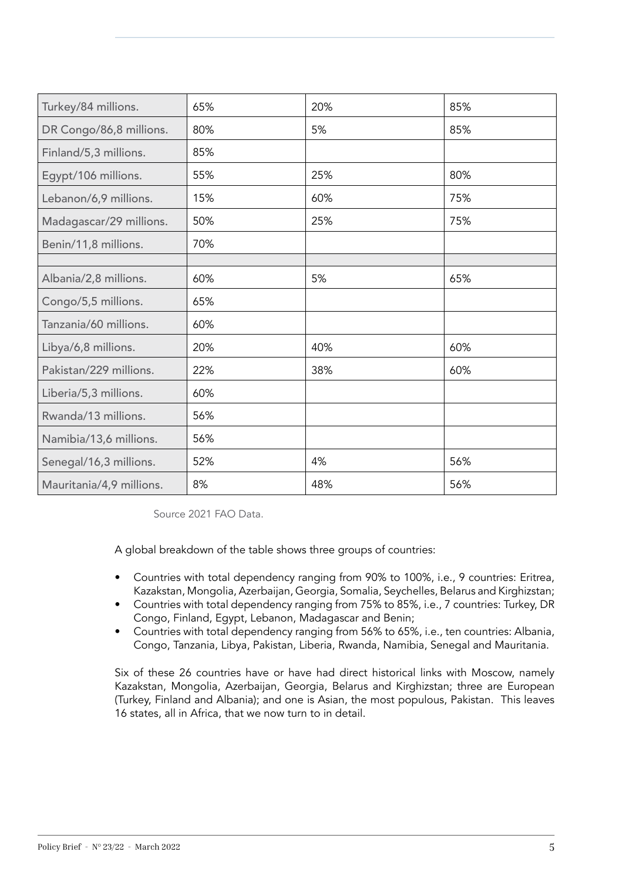| | | | |
|---|---|---|---|
| Turkey/84 millions. | 65% | 20% | 85% |
| DR Congo/86,8 millions. | 80% | 5% | 85% |
| Finland/5,3 millions. | 85% | | |
| Egypt/106 millions. | 55% | 25% | 80% |
| Lebanon/6,9 millions. | 15% | 60% | 75% |
| Madagascar/29 millions. | 50% | 25% | 75% |
| Benin/11,8 millions. | 70% | | |
| | | | |
| Albania/2,8 millions. | 60% | 5% | 65% |
| Congo/5,5 millions. | 65% | | |
| Tanzania/60 millions. | 60% | | |
| Libya/6,8 millions. | 20% | 40% | 60% |
| Pakistan/229 millions. | 22% | 38% | 60% |
| Liberia/5,3 millions. | 60% | | |
| Rwanda/13 millions. | 56% | | |
| Namibia/13,6 millions. | 56% | | |
| Senegal/16,3 millions. | 52% | 4% | 56% |
| Mauritania/4,9 millions. | 8% | 48% | 56% |

Source 2021 FAO Data.

A global breakdown of the table shows three groups of countries:

- Countries with total dependency ranging from 90% to 100%, i.e., 9 countries: Eritrea, Kazakstan, Mongolia, Azerbaijan, Georgia, Somalia, Seychelles, Belarus and Kirghizstan;
- Countries with total dependency ranging from 75% to 85%, i.e., 7 countries: Turkey, DR Congo, Finland, Egypt, Lebanon, Madagascar and Benin;
- Countries with total dependency ranging from 56% to 65%, i.e., ten countries: Albania, Congo, Tanzania, Libya, Pakistan, Liberia, Rwanda, Namibia, Senegal and Mauritania.

Six of these 26 countries have or have had direct historical links with Moscow, namely Kazakstan, Mongolia, Azerbaijan, Georgia, Belarus and Kirghizstan; three are European (Turkey, Finland and Albania); and one is Asian, the most populous, Pakistan. This leaves 16 states, all in Africa, that we now turn to in detail.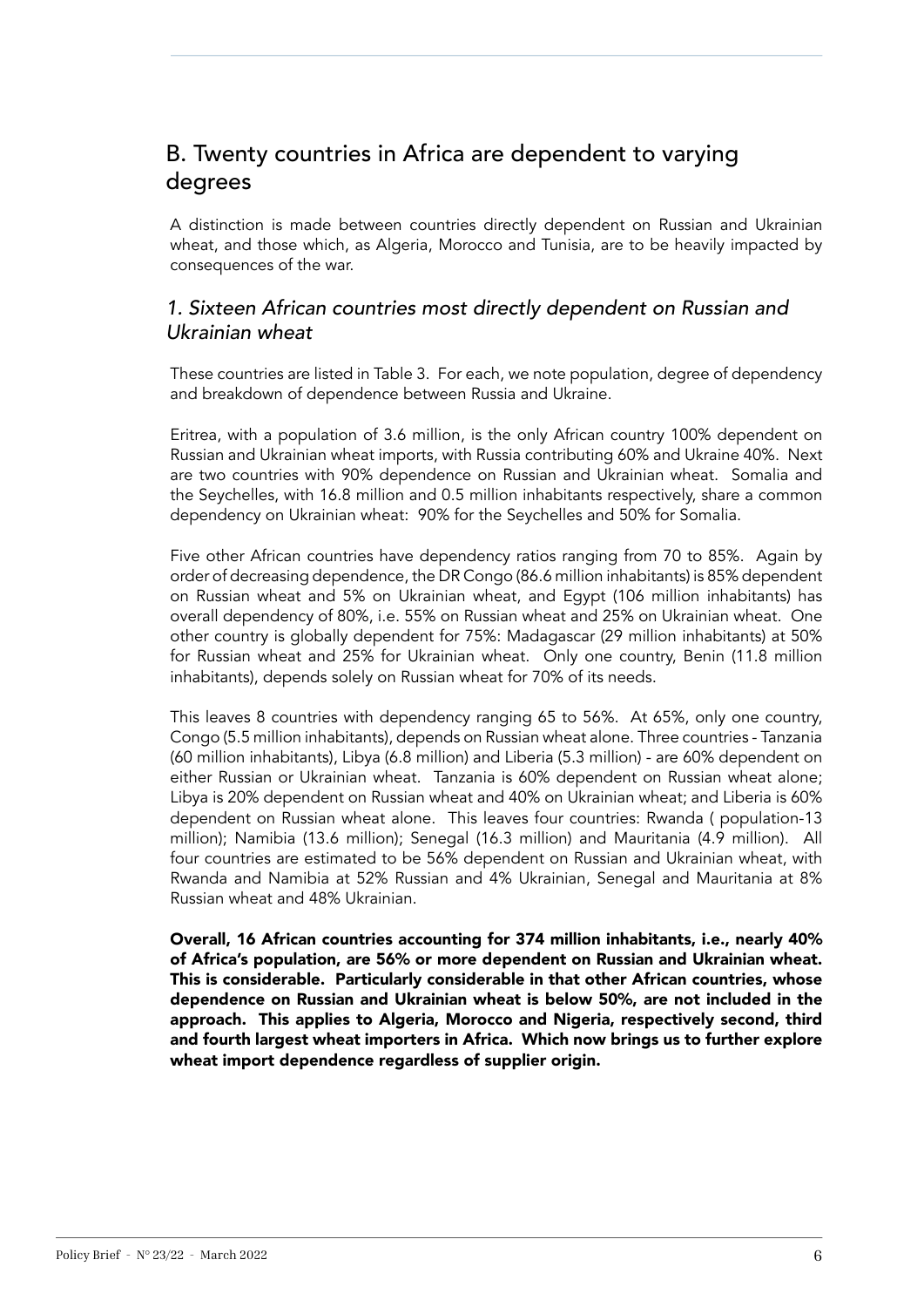## B. Twenty countries in Africa are dependent to varying degrees

A distinction is made between countries directly dependent on Russian and Ukrainian wheat, and those which, as Algeria, Morocco and Tunisia, are to be heavily impacted by consequences of the war.

### *1. Sixteen African countries most directly dependent on Russian and Ukrainian wheat*

These countries are listed in Table 3. For each, we note population, degree of dependency and breakdown of dependence between Russia and Ukraine.

Eritrea, with a population of 3.6 million, is the only African country 100% dependent on Russian and Ukrainian wheat imports, with Russia contributing 60% and Ukraine 40%. Next are two countries with 90% dependence on Russian and Ukrainian wheat. Somalia and the Seychelles, with 16.8 million and 0.5 million inhabitants respectively, share a common dependency on Ukrainian wheat: 90% for the Seychelles and 50% for Somalia.

Five other African countries have dependency ratios ranging from 70 to 85%. Again by order of decreasing dependence, the DR Congo (86.6 million inhabitants) is 85% dependent on Russian wheat and 5% on Ukrainian wheat, and Egypt (106 million inhabitants) has overall dependency of 80%, i.e. 55% on Russian wheat and 25% on Ukrainian wheat. One other country is globally dependent for 75%: Madagascar (29 million inhabitants) at 50% for Russian wheat and 25% for Ukrainian wheat. Only one country, Benin (11.8 million inhabitants), depends solely on Russian wheat for 70% of its needs.

This leaves 8 countries with dependency ranging 65 to 56%. At 65%, only one country, Congo (5.5 million inhabitants), depends on Russian wheat alone. Three countries - Tanzania (60 million inhabitants), Libya (6.8 million) and Liberia (5.3 million) - are 60% dependent on either Russian or Ukrainian wheat. Tanzania is 60% dependent on Russian wheat alone; Libya is 20% dependent on Russian wheat and 40% on Ukrainian wheat; and Liberia is 60% dependent on Russian wheat alone. This leaves four countries: Rwanda ( population-13 million); Namibia (13.6 million); Senegal (16.3 million) and Mauritania (4.9 million). All four countries are estimated to be 56% dependent on Russian and Ukrainian wheat, with Rwanda and Namibia at 52% Russian and 4% Ukrainian, Senegal and Mauritania at 8% Russian wheat and 48% Ukrainian.

**Overall, 16 African countries accounting for 374 million inhabitants, i.e., nearly 40% of Africa's population, are 56% or more dependent on Russian and Ukrainian wheat. This is considerable. Particularly considerable in that other African countries, whose dependence on Russian and Ukrainian wheat is below 50%, are not included in the approach. This applies to Algeria, Morocco and Nigeria, respectively second, third and fourth largest wheat importers in Africa. Which now brings us to further explore wheat import dependence regardless of supplier origin.**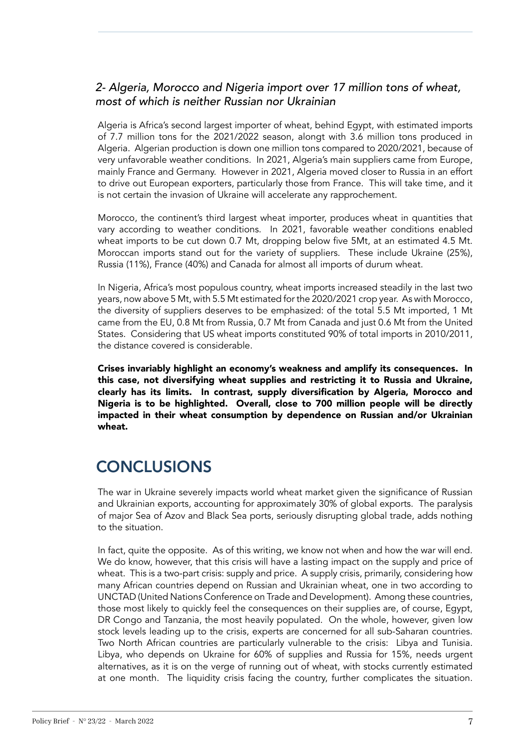### *2- Algeria, Morocco and Nigeria import over 17 million tons of wheat, most of which is neither Russian nor Ukrainian*

Algeria is Africa's second largest importer of wheat, behind Egypt, with estimated imports of 7.7 million tons for the 2021/2022 season, alongt with 3.6 million tons produced in Algeria. Algerian production is down one million tons compared to 2020/2021, because of very unfavorable weather conditions. In 2021, Algeria's main suppliers came from Europe, mainly France and Germany. However in 2021, Algeria moved closer to Russia in an effort to drive out European exporters, particularly those from France. This will take time, and it is not certain the invasion of Ukraine will accelerate any rapprochement.

Morocco, the continent's third largest wheat importer, produces wheat in quantities that vary according to weather conditions. In 2021, favorable weather conditions enabled wheat imports to be cut down 0.7 Mt, dropping below five 5Mt, at an estimated 4.5 Mt. Moroccan imports stand out for the variety of suppliers. These include Ukraine (25%), Russia (11%), France (40%) and Canada for almost all imports of durum wheat.

In Nigeria, Africa's most populous country, wheat imports increased steadily in the last two years, now above 5 Mt, with 5.5 Mt estimated for the 2020/2021 crop year. As with Morocco, the diversity of suppliers deserves to be emphasized: of the total 5.5 Mt imported, 1 Mt came from the EU, 0.8 Mt from Russia, 0.7 Mt from Canada and just 0.6 Mt from the United States. Considering that US wheat imports constituted 90% of total imports in 2010/2011, the distance covered is considerable.

**Crises invariably highlight an economy's weakness and amplify its consequences. In this case, not diversifying wheat supplies and restricting it to Russia and Ukraine, clearly has its limits. In contrast, supply diversification by Algeria, Morocco and Nigeria is to be highlighted. Overall, close to 700 million people will be directly impacted in their wheat consumption by dependence on Russian and/or Ukrainian wheat.**

## CONCLUSIONS

The war in Ukraine severely impacts world wheat market given the significance of Russian and Ukrainian exports, accounting for approximately 30% of global exports. The paralysis of major Sea of Azov and Black Sea ports, seriously disrupting global trade, adds nothing to the situation.

In fact, quite the opposite. As of this writing, we know not when and how the war will end. We do know, however, that this crisis will have a lasting impact on the supply and price of wheat. This is a two-part crisis: supply and price. A supply crisis, primarily, considering how many African countries depend on Russian and Ukrainian wheat, one in two according to UNCTAD (United Nations Conference on Trade and Development). Among these countries, those most likely to quickly feel the consequences on their supplies are, of course, Egypt, DR Congo and Tanzania, the most heavily populated. On the whole, however, given low stock levels leading up to the crisis, experts are concerned for all sub-Saharan countries. Two North African countries are particularly vulnerable to the crisis: Libya and Tunisia. Libya, who depends on Ukraine for 60% of supplies and Russia for 15%, needs urgent alternatives, as it is on the verge of running out of wheat, with stocks currently estimated at one month. The liquidity crisis facing the country, further complicates the situation.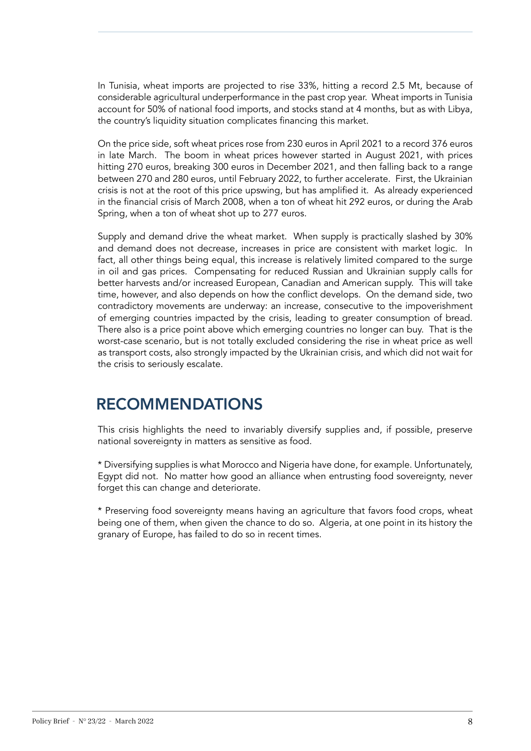In Tunisia, wheat imports are projected to rise 33%, hitting a record 2.5 Mt, because of considerable agricultural underperformance in the past crop year. Wheat imports in Tunisia account for 50% of national food imports, and stocks stand at 4 months, but as with Libya, the country's liquidity situation complicates financing this market.

On the price side, soft wheat prices rose from 230 euros in April 2021 to a record 376 euros in late March. The boom in wheat prices however started in August 2021, with prices hitting 270 euros, breaking 300 euros in December 2021, and then falling back to a range between 270 and 280 euros, until February 2022, to further accelerate. First, the Ukrainian crisis is not at the root of this price upswing, but has amplified it. As already experienced in the financial crisis of March 2008, when a ton of wheat hit 292 euros, or during the Arab Spring, when a ton of wheat shot up to 277 euros.

Supply and demand drive the wheat market. When supply is practically slashed by 30% and demand does not decrease, increases in price are consistent with market logic. In fact, all other things being equal, this increase is relatively limited compared to the surge in oil and gas prices. Compensating for reduced Russian and Ukrainian supply calls for better harvests and/or increased European, Canadian and American supply. This will take time, however, and also depends on how the conflict develops. On the demand side, two contradictory movements are underway: an increase, consecutive to the impoverishment of emerging countries impacted by the crisis, leading to greater consumption of bread. There also is a price point above which emerging countries no longer can buy. That is the worst-case scenario, but is not totally excluded considering the rise in wheat price as well as transport costs, also strongly impacted by the Ukrainian crisis, and which did not wait for the crisis to seriously escalate.

## RECOMMENDATIONS

This crisis highlights the need to invariably diversify supplies and, if possible, preserve national sovereignty in matters as sensitive as food.

* Diversifying supplies is what Morocco and Nigeria have done, for example. Unfortunately, Egypt did not. No matter how good an alliance when entrusting food sovereignty, never forget this can change and deteriorate.

* Preserving food sovereignty means having an agriculture that favors food crops, wheat being one of them, when given the chance to do so. Algeria, at one point in its history the granary of Europe, has failed to do so in recent times.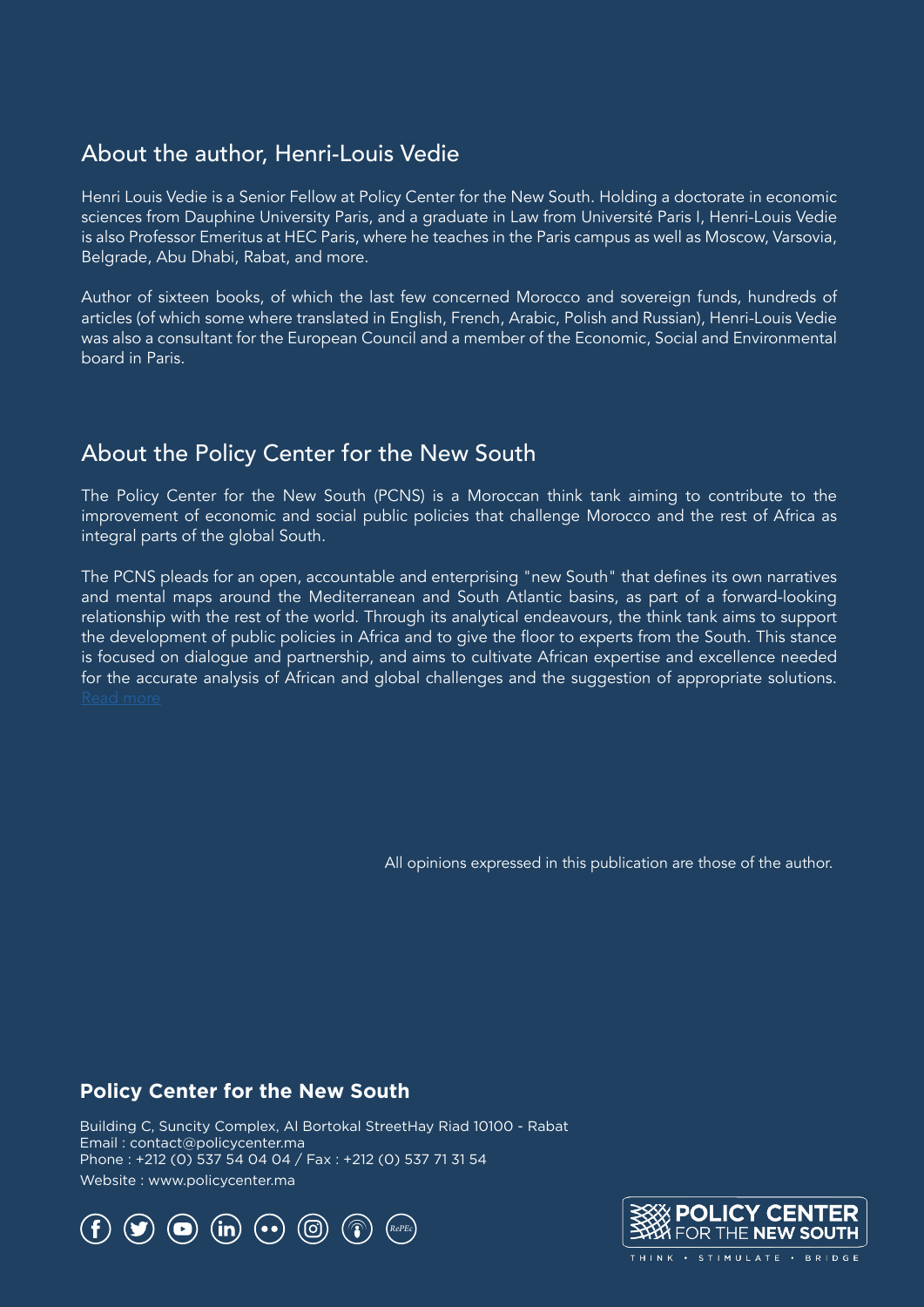## About the author, Henri-Louis Vedie

Henri Louis Vedie is a Senior Fellow at Policy Center for the New South. Holding a doctorate in economic sciences from Dauphine University Paris, and a graduate in Law from Université Paris I, Henri-Louis Vedie is also Professor Emeritus at HEC Paris, where he teaches in the Paris campus as well as Moscow, Varsovia, Belgrade, Abu Dhabi, Rabat, and more.

Author of sixteen books, of which the last few concerned Morocco and sovereign funds, hundreds of articles (of which some where translated in English, French, Arabic, Polish and Russian), Henri-Louis Vedie was also a consultant for the European Council and a member of the Economic, Social and Environmental board in Paris.

## About the Policy Center for the New South

The Policy Center for the New South (PCNS) is a Moroccan think tank aiming to contribute to the improvement of economic and social public policies that challenge Morocco and the rest of Africa as integral parts of the global South.

The PCNS pleads for an open, accountable and enterprising "new South" that defines its own narratives and mental maps around the Mediterranean and South Atlantic basins, as part of a forward-looking relationship with the rest of the world. Through its analytical endeavours, the think tank aims to support the development of public policies in Africa and to give the floor to experts from the South. This stance is focused on dialogue and partnership, and aims to cultivate African expertise and excellence needed for the accurate analysis of African and global challenges and the suggestion of appropriate solutions. Read more

All opinions expressed in this publication are those of the author.

**Policy Center for the New South**

Building C, Suncity Complex, Al Bortokal StreetHay Riad 10100 - Rabat
Email : contact@policycenter.ma
Phone : +212 (0) 537 54 04 04 / Fax : +212 (0) 537 71 31 54
Website : www.policycenter.ma

POLICY CENTER FOR THE NEW SOUTH

THINK • STIMULATE • BRIDGE